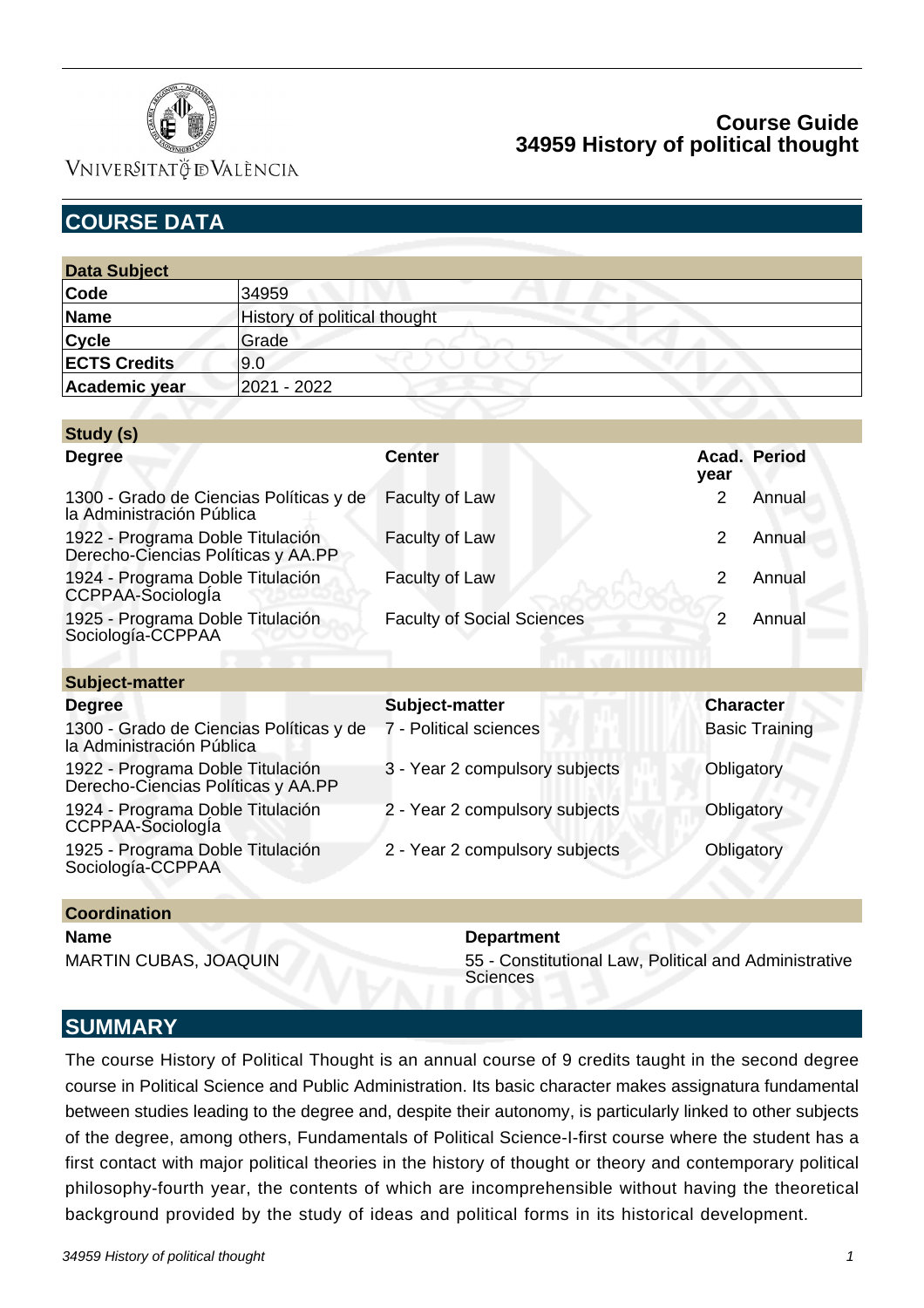# Course Guide
# 34959 History of political thought

## COURSE DATA

| Data Subject | |
|---|---|
| **Code** | 34959 |
| **Name** | History of political thought |
| **Cycle** | Grade |
| **ECTS Credits** | 9.0 |
| **Academic year** | 2021 - 2022 |

| Study (s) | | | |
|---|---|---|---|
| **Degree** | **Center** | **Acad. year** | **Period** |
| 1300 - Grado de Ciencias Políticas y de la Administración Pública | Faculty of Law | 2 | Annual |
| 1922 - Programa Doble Titulación Derecho-Ciencias Políticas y AA.PP | Faculty of Law | 2 | Annual |
| 1924 - Programa Doble Titulación CCPPAA-Sociología | Faculty of Law | 2 | Annual |
| 1925 - Programa Doble Titulación Sociología-CCPPAA | Faculty of Social Sciences | 2 | Annual |

| Subject-matter | | |
|---|---|---|
| **Degree** | **Subject-matter** | **Character** |
| 1300 - Grado de Ciencias Políticas y de la Administración Pública | 7 - Political sciences | Basic Training |
| 1922 - Programa Doble Titulación Derecho-Ciencias Políticas y AA.PP | 3 - Year 2 compulsory subjects | Obligatory |
| 1924 - Programa Doble Titulación CCPPAA-Sociología | 2 - Year 2 compulsory subjects | Obligatory |
| 1925 - Programa Doble Titulación Sociología-CCPPAA | 2 - Year 2 compulsory subjects | Obligatory |

| Coordination | |
|---|---|
| **Name** | **Department** |
| MARTIN CUBAS, JOAQUIN | 55 - Constitutional Law, Political and Administrative Sciences |

## SUMMARY

The course History of Political Thought is an annual course of 9 credits taught in the second degree course in Political Science and Public Administration. Its basic character makes assignatura fundamental between studies leading to the degree and, despite their autonomy, is particularly linked to other subjects of the degree, among others, Fundamentals of Political Science-I-first course where the student has a first contact with major political theories in the history of thought or theory and contemporary political philosophy-fourth year, the contents of which are incomprehensible without having the theoretical background provided by the study of ideas and political forms in its historical development.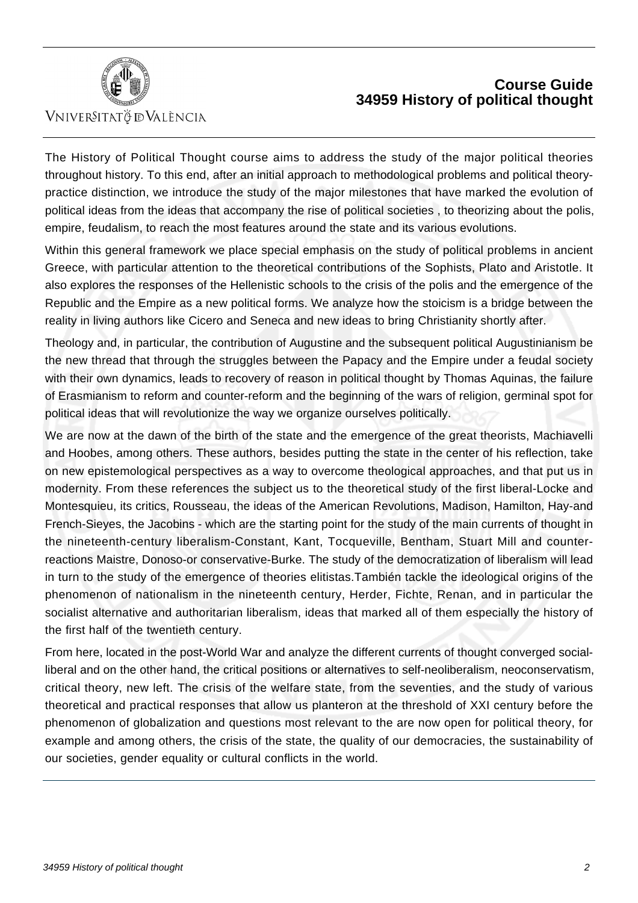The History of Political Thought course aims to address the study of the major political theories throughout history. To this end, after an initial approach to methodological problems and political theory-practice distinction, we introduce the study of the major milestones that have marked the evolution of political ideas from the ideas that accompany the rise of political societies , to theorizing about the polis, empire, feudalism, to reach the most features around the state and its various evolutions.

Within this general framework we place special emphasis on the study of political problems in ancient Greece, with particular attention to the theoretical contributions of the Sophists, Plato and Aristotle. It also explores the responses of the Hellenistic schools to the crisis of the polis and the emergence of the Republic and the Empire as a new political forms. We analyze how the stoicism is a bridge between the reality in living authors like Cicero and Seneca and new ideas to bring Christianity shortly after.

Theology and, in particular, the contribution of Augustine and the subsequent political Augustinianism be the new thread that through the struggles between the Papacy and the Empire under a feudal society with their own dynamics, leads to recovery of reason in political thought by Thomas Aquinas, the failure of Erasmianism to reform and counter-reform and the beginning of the wars of religion, germinal spot for political ideas that will revolutionize the way we organize ourselves politically.

We are now at the dawn of the birth of the state and the emergence of the great theorists, Machiavelli and Hoobes, among others. These authors, besides putting the state in the center of his reflection, take on new epistemological perspectives as a way to overcome theological approaches, and that put us in modernity. From these references the subject us to the theoretical study of the first liberal-Locke and Montesquieu, its critics, Rousseau, the ideas of the American Revolutions, Madison, Hamilton, Hay-and French-Sieyes, the Jacobins - which are the starting point for the study of the main currents of thought in the nineteenth-century liberalism-Constant, Kant, Tocqueville, Bentham, Stuart Mill and counter-reactions Maistre, Donoso-or conservative-Burke. The study of the democratization of liberalism will lead in turn to the study of the emergence of theories elitistas.También tackle the ideological origins of the phenomenon of nationalism in the nineteenth century, Herder, Fichte, Renan, and in particular the socialist alternative and authoritarian liberalism, ideas that marked all of them especially the history of the first half of the twentieth century.

From here, located in the post-World War and analyze the different currents of thought converged social-liberal and on the other hand, the critical positions or alternatives to self-neoliberalism, neoconservatism, critical theory, new left. The crisis of the welfare state, from the seventies, and the study of various theoretical and practical responses that allow us planteron at the threshold of XXI century before the phenomenon of globalization and questions most relevant to the are now open for political theory, for example and among others, the crisis of the state, the quality of our democracies, the sustainability of our societies, gender equality or cultural conflicts in the world.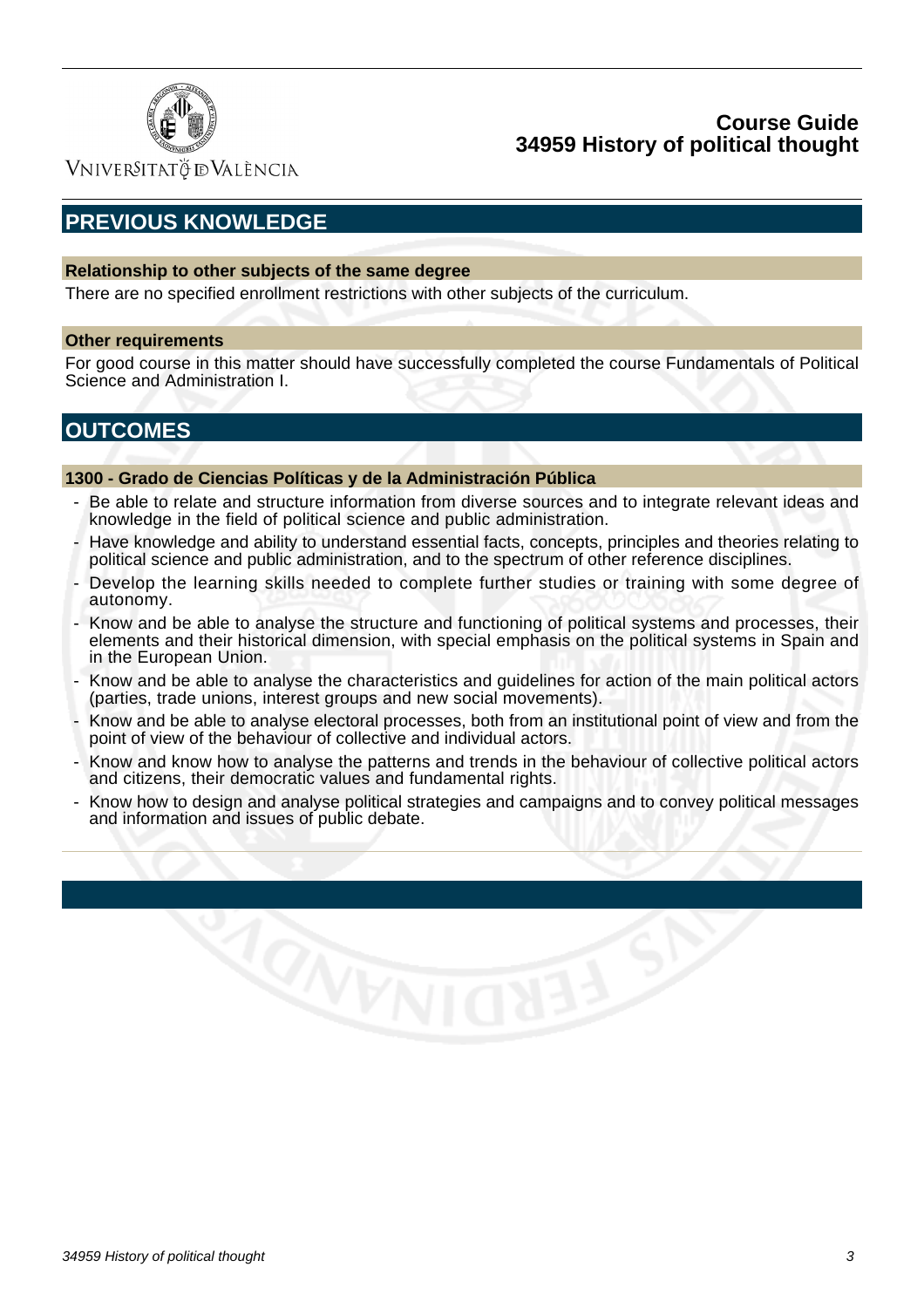## PREVIOUS KNOWLEDGE

### Relationship to other subjects of the same degree

There are no specified enrollment restrictions with other subjects of the curriculum.

### Other requirements

For good course in this matter should have successfully completed the course Fundamentals of Political Science and Administration I.

## OUTCOMES

### 1300 - Grado de Ciencias Políticas y de la Administración Pública

- Be able to relate and structure information from diverse sources and to integrate relevant ideas and knowledge in the field of political science and public administration.
- Have knowledge and ability to understand essential facts, concepts, principles and theories relating to political science and public administration, and to the spectrum of other reference disciplines.
- Develop the learning skills needed to complete further studies or training with some degree of autonomy.
- Know and be able to analyse the structure and functioning of political systems and processes, their elements and their historical dimension, with special emphasis on the political systems in Spain and in the European Union.
- Know and be able to analyse the characteristics and guidelines for action of the main political actors (parties, trade unions, interest groups and new social movements).
- Know and be able to analyse electoral processes, both from an institutional point of view and from the point of view of the behaviour of collective and individual actors.
- Know and know how to analyse the patterns and trends in the behaviour of collective political actors and citizens, their democratic values and fundamental rights.
- Know how to design and analyse political strategies and campaigns and to convey political messages and information and issues of public debate.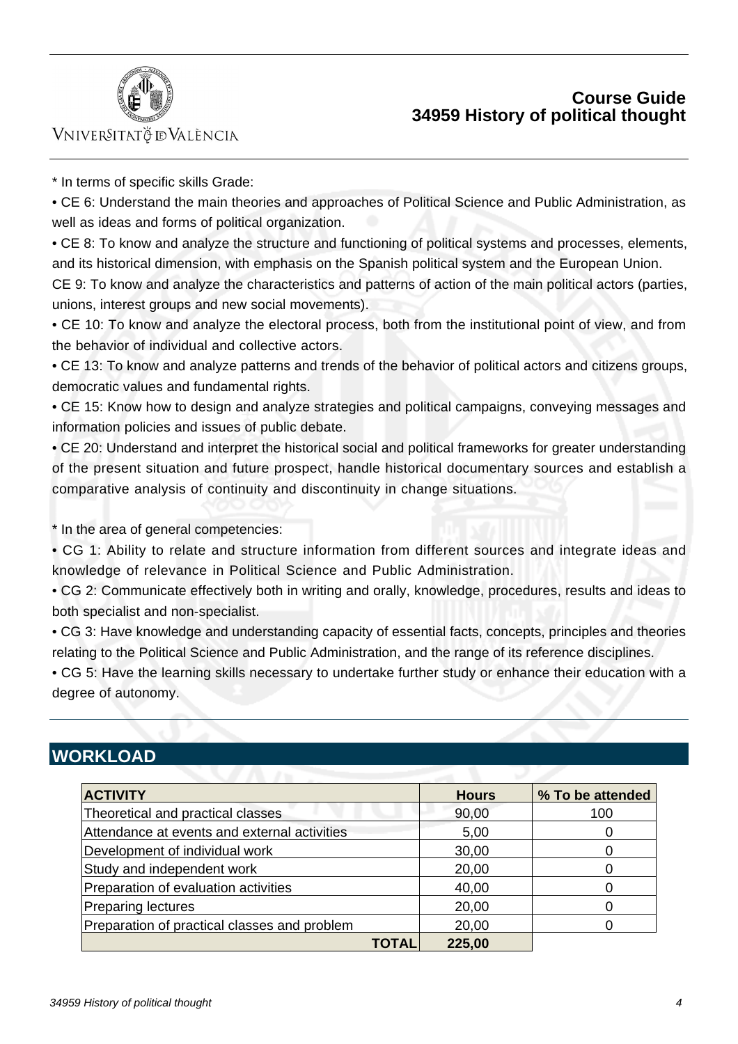* In terms of specific skills Grade:

• CE 6: Understand the main theories and approaches of Political Science and Public Administration, as well as ideas and forms of political organization.

• CE 8: To know and analyze the structure and functioning of political systems and processes, elements, and its historical dimension, with emphasis on the Spanish political system and the European Union.

CE 9: To know and analyze the characteristics and patterns of action of the main political actors (parties, unions, interest groups and new social movements).

• CE 10: To know and analyze the electoral process, both from the institutional point of view, and from the behavior of individual and collective actors.

• CE 13: To know and analyze patterns and trends of the behavior of political actors and citizens groups, democratic values and fundamental rights.

• CE 15: Know how to design and analyze strategies and political campaigns, conveying messages and information policies and issues of public debate.

• CE 20: Understand and interpret the historical social and political frameworks for greater understanding of the present situation and future prospect, handle historical documentary sources and establish a comparative analysis of continuity and discontinuity in change situations.

* In the area of general competencies:

• CG 1: Ability to relate and structure information from different sources and integrate ideas and knowledge of relevance in Political Science and Public Administration.

• CG 2: Communicate effectively both in writing and orally, knowledge, procedures, results and ideas to both specialist and non-specialist.

• CG 3: Have knowledge and understanding capacity of essential facts, concepts, principles and theories relating to the Political Science and Public Administration, and the range of its reference disciplines.

• CG 5: Have the learning skills necessary to undertake further study or enhance their education with a degree of autonomy.

## WORKLOAD

| ACTIVITY | Hours | % To be attended |
|---|---|---|
| Theoretical and practical classes | 90,00 | 100 |
| Attendance at events and external activities | 5,00 | 0 |
| Development of individual work | 30,00 | 0 |
| Study and independent work | 20,00 | 0 |
| Preparation of evaluation activities | 40,00 | 0 |
| Preparing lectures | 20,00 | 0 |
| Preparation of practical classes and problem | 20,00 | 0 |
| **TOTAL** | **225,00** | |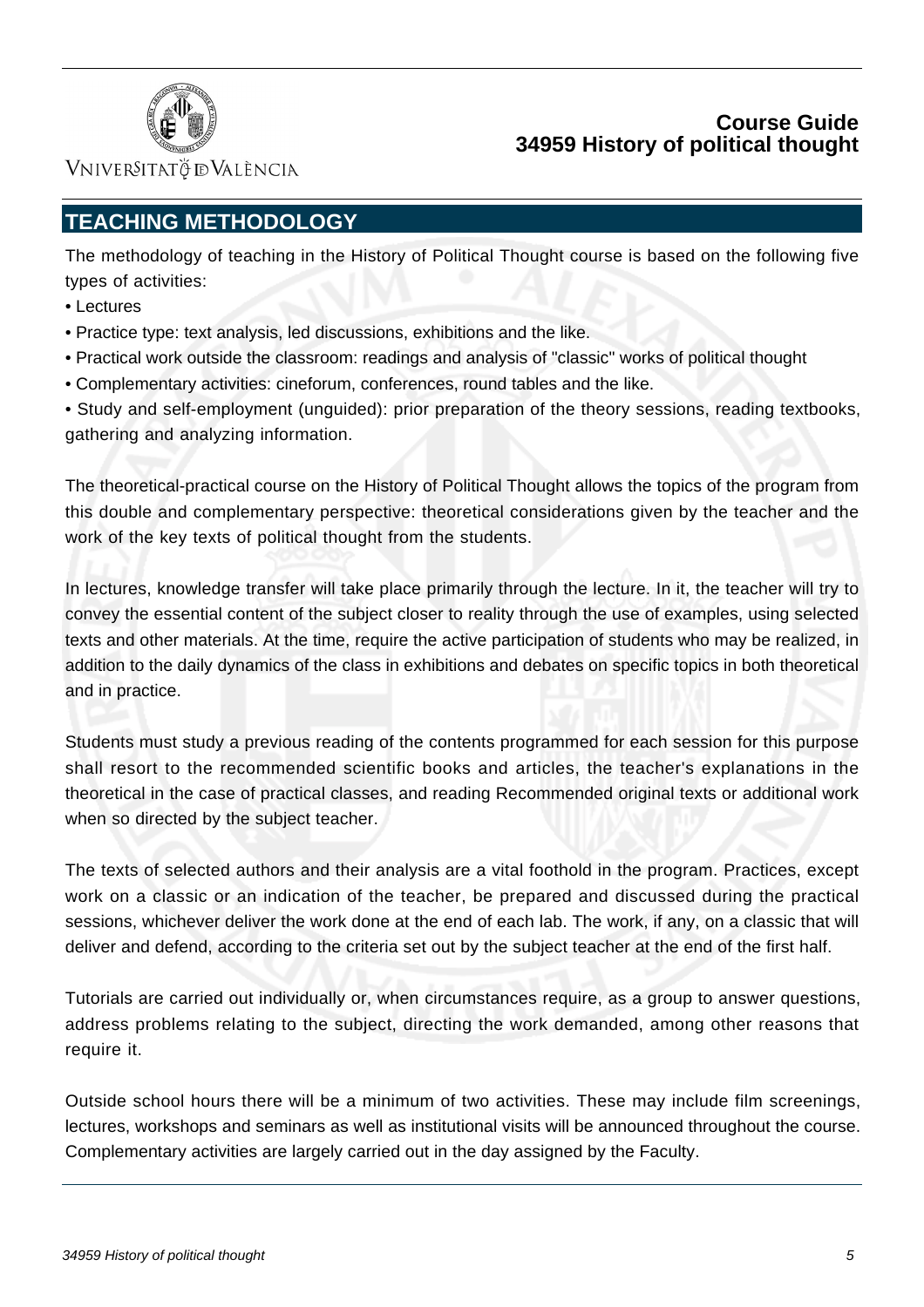## TEACHING METHODOLOGY

The methodology of teaching in the History of Political Thought course is based on the following five types of activities:

- Lectures
- Practice type: text analysis, led discussions, exhibitions and the like.
- Practical work outside the classroom: readings and analysis of "classic" works of political thought
- Complementary activities: cineforum, conferences, round tables and the like.
- Study and self-employment (unguided): prior preparation of the theory sessions, reading textbooks, gathering and analyzing information.

The theoretical-practical course on the History of Political Thought allows the topics of the program from this double and complementary perspective: theoretical considerations given by the teacher and the work of the key texts of political thought from the students.

In lectures, knowledge transfer will take place primarily through the lecture. In it, the teacher will try to convey the essential content of the subject closer to reality through the use of examples, using selected texts and other materials. At the time, require the active participation of students who may be realized, in addition to the daily dynamics of the class in exhibitions and debates on specific topics in both theoretical and in practice.

Students must study a previous reading of the contents programmed for each session for this purpose shall resort to the recommended scientific books and articles, the teacher's explanations in the theoretical in the case of practical classes, and reading Recommended original texts or additional work when so directed by the subject teacher.

The texts of selected authors and their analysis are a vital foothold in the program. Practices, except work on a classic or an indication of the teacher, be prepared and discussed during the practical sessions, whichever deliver the work done at the end of each lab. The work, if any, on a classic that will deliver and defend, according to the criteria set out by the subject teacher at the end of the first half.

Tutorials are carried out individually or, when circumstances require, as a group to answer questions, address problems relating to the subject, directing the work demanded, among other reasons that require it.

Outside school hours there will be a minimum of two activities. These may include film screenings, lectures, workshops and seminars as well as institutional visits will be announced throughout the course. Complementary activities are largely carried out in the day assigned by the Faculty.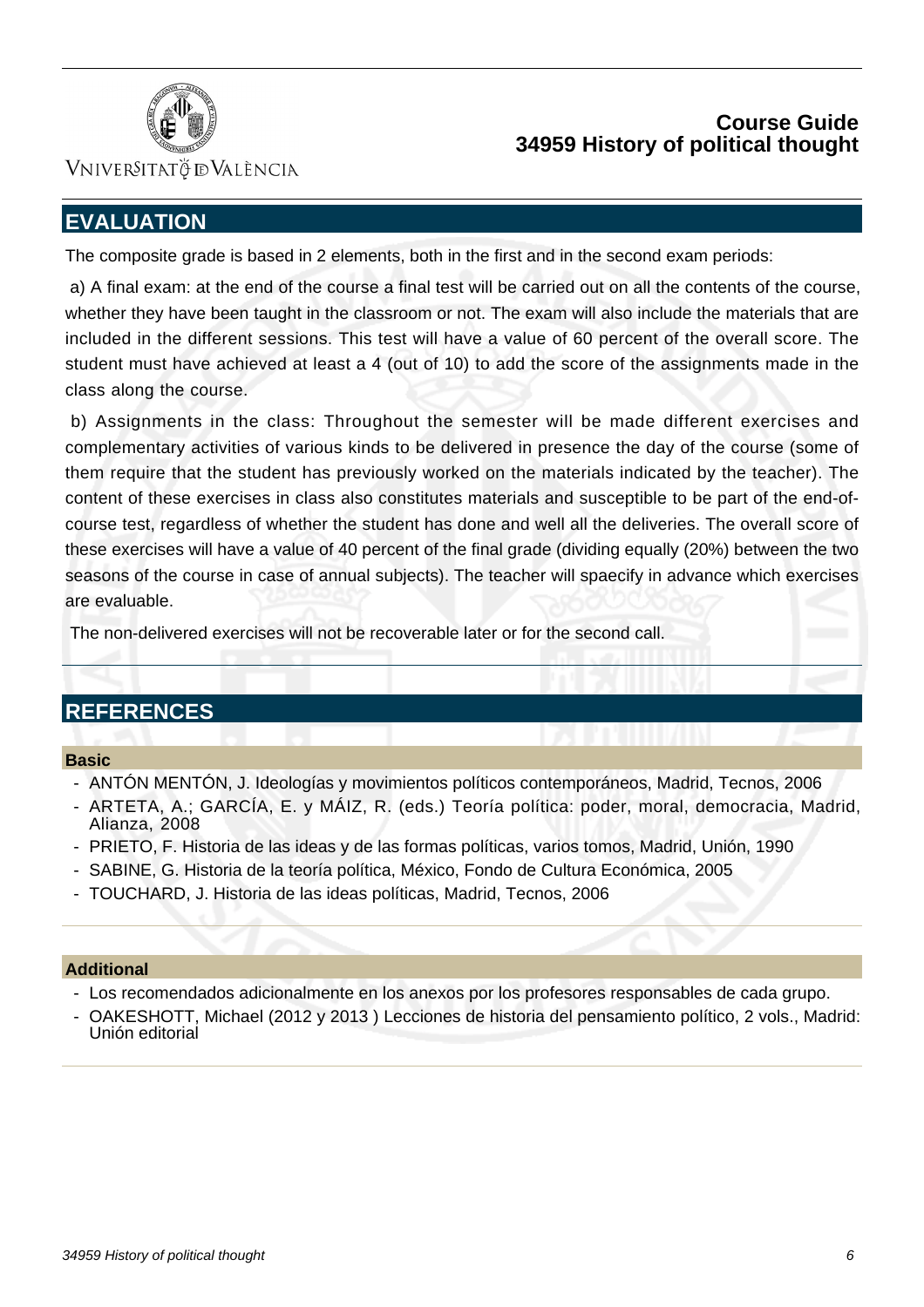## EVALUATION

The composite grade is based in 2 elements, both in the first and in the second exam periods:

a) A final exam: at the end of the course a final test will be carried out on all the contents of the course, whether they have been taught in the classroom or not. The exam will also include the materials that are included in the different sessions. This test will have a value of 60 percent of the overall score. The student must have achieved at least a 4 (out of 10) to add the score of the assignments made in the class along the course.

b) Assignments in the class: Throughout the semester will be made different exercises and complementary activities of various kinds to be delivered in presence the day of the course (some of them require that the student has previously worked on the materials indicated by the teacher). The content of these exercises in class also constitutes materials and susceptible to be part of the end-of-course test, regardless of whether the student has done and well all the deliveries. The overall score of these exercises will have a value of 40 percent of the final grade (dividing equally (20%) between the two seasons of the course in case of annual subjects). The teacher will spaecify in advance which exercises are evaluable.

The non-delivered exercises will not be recoverable later or for the second call.

## REFERENCES

### Basic

- ANTÓN MENTÓN, J. Ideologías y movimientos políticos contemporáneos, Madrid, Tecnos, 2006
- ARTETA, A.; GARCÍA, E. y MÁIZ, R. (eds.) Teoría política: poder, moral, democracia, Madrid, Alianza, 2008
- PRIETO, F. Historia de las ideas y de las formas políticas, varios tomos, Madrid, Unión, 1990
- SABINE, G. Historia de la teoría política, México, Fondo de Cultura Económica, 2005
- TOUCHARD, J. Historia de las ideas políticas, Madrid, Tecnos, 2006

### Additional

- Los recomendados adicionalmente en los anexos por los profesores responsables de cada grupo.
- OAKESHOTT, Michael (2012 y 2013 ) Lecciones de historia del pensamiento político, 2 vols., Madrid: Unión editorial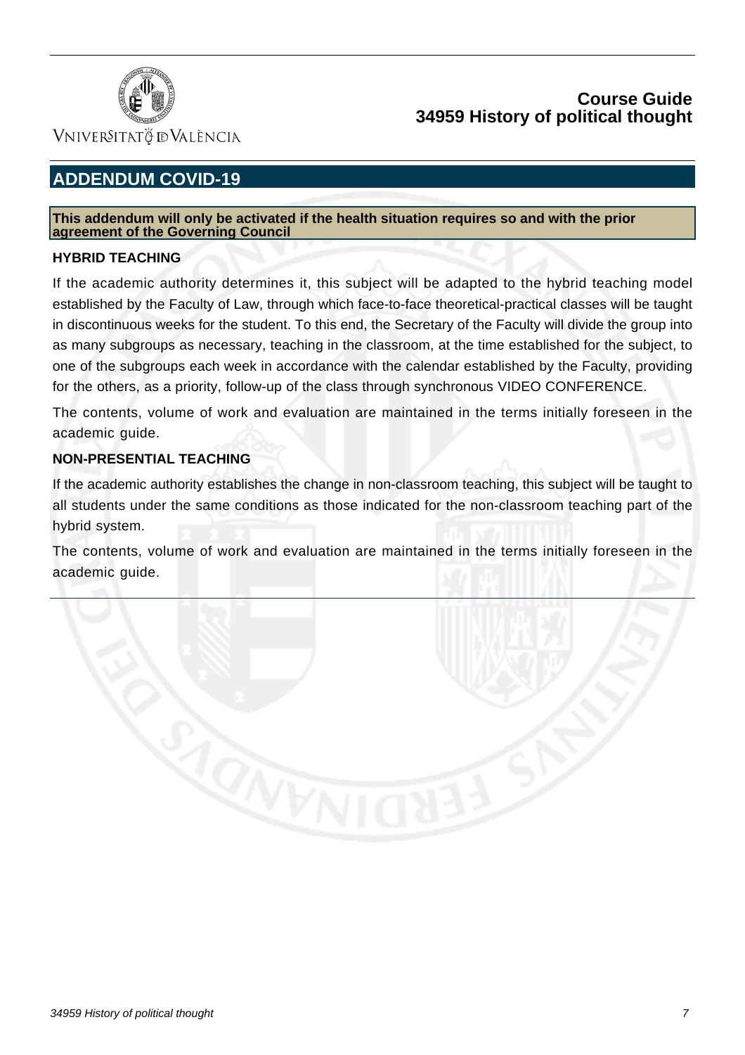## ADDENDUM COVID-19

**This addendum will only be activated if the health situation requires so and with the prior agreement of the Governing Council**

### HYBRID TEACHING

If the academic authority determines it, this subject will be adapted to the hybrid teaching model established by the Faculty of Law, through which face-to-face theoretical-practical classes will be taught in discontinuous weeks for the student. To this end, the Secretary of the Faculty will divide the group into as many subgroups as necessary, teaching in the classroom, at the time established for the subject, to one of the subgroups each week in accordance with the calendar established by the Faculty, providing for the others, as a priority, follow-up of the class through synchronous VIDEO CONFERENCE.

The contents, volume of work and evaluation are maintained in the terms initially foreseen in the academic guide.

### NON-PRESENTIAL TEACHING

If the academic authority establishes the change in non-classroom teaching, this subject will be taught to all students under the same conditions as those indicated for the non-classroom teaching part of the hybrid system.

The contents, volume of work and evaluation are maintained in the terms initially foreseen in the academic guide.